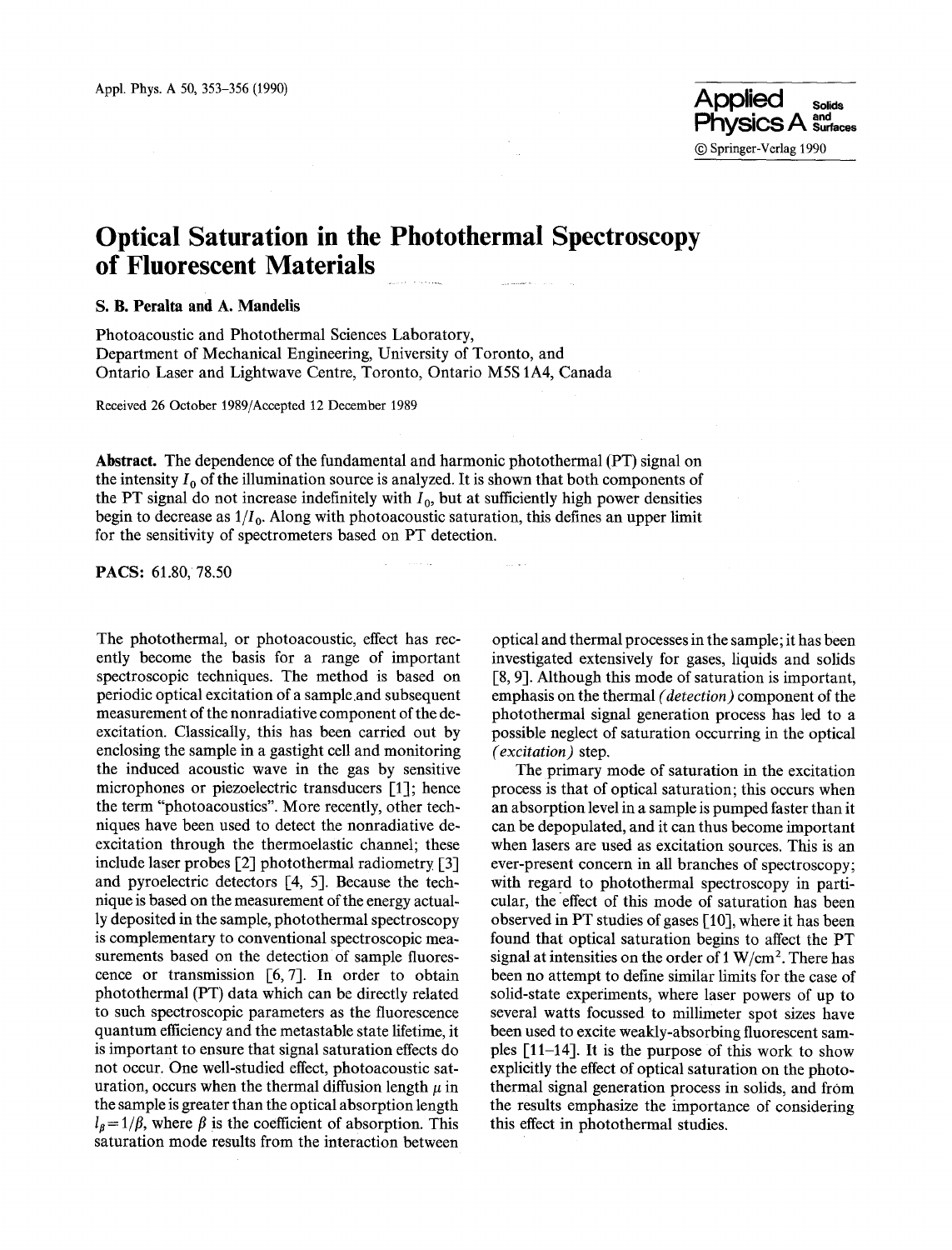# Optical Saturation in the Photothermal Spectroscopy of Fluorescent Materials

**S. B. Peralta and A. Mandelis**

Photoacoustic and Photothermal Sciences Laboratory, Department of Mechanical Engineering, University of Toronto, and Ontario Laser and Lightwave Centre, Toronto, Ontario M5S 1A4, Canada

Received 26 October 1989/Accepted 12 December 1989

**Abstract.** The dependence of the fundamental and harmonic photothermal (PT) signal on the intensity $I_0$ of the illumination source is analyzed. It is shown that both components of the PT signal do not increase indefinitely with $I_0$, but at sufficiently high power densities begin to decrease as $1/I_0$. Along with photoacoustic saturation, this defines an upper limit for the sensitivity of spectrometers based on PT detection.

**PACS:** 61.80, 78.50

The photothermal, or photoacoustic, effect has recently become the basis for a range of important spectroscopic techniques. The method is based on periodic optical excitation of a sample and subsequent measurement of the nonradiative component of the de-excitation. Classically, this has been carried out by enclosing the sample in a gastight cell and monitoring the induced acoustic wave in the gas by sensitive microphones or piezoelectric transducers [1]; hence the term "photoacoustics". More recently, other techniques have been used to detect the nonradiative de-excitation through the thermoelastic channel; these include laser probes [2] photothermal radiometry [3] and pyroelectric detectors [4, 5]. Because the technique is based on the measurement of the energy actually deposited in the sample, photothermal spectroscopy is complementary to conventional spectroscopic measurements based on the detection of sample fluorescence or transmission [6, 7]. In order to obtain photothermal (PT) data which can be directly related to such spectroscopic parameters as the fluorescence quantum efficiency and the metastable state lifetime, it is important to ensure that signal saturation effects do not occur. One well-studied effect, photoacoustic saturation, occurs when the thermal diffusion length $\mu$ in the sample is greater than the optical absorption length $l_\beta = 1/\beta$, where $\beta$ is the coefficient of absorption. This saturation mode results from the interaction between optical and thermal processes in the sample; it has been investigated extensively for gases, liquids and solids [8, 9]. Although this mode of saturation is important, emphasis on the thermal *(detection)* component of the photothermal signal generation process has led to a possible neglect of saturation occurring in the optical *(excitation)* step.

The primary mode of saturation in the excitation process is that of optical saturation; this occurs when an absorption level in a sample is pumped faster than it can be depopulated, and it can thus become important when lasers are used as excitation sources. This is an ever-present concern in all branches of spectroscopy; with regard to photothermal spectroscopy in particular, the effect of this mode of saturation has been observed in PT studies of gases [10], where it has been found that optical saturation begins to affect the PT signal at intensities on the order of 1 W/cm$^2$. There has been no attempt to define similar limits for the case of solid-state experiments, where laser powers of up to several watts focussed to millimeter spot sizes have been used to excite weakly-absorbing fluorescent samples [11–14]. It is the purpose of this work to show explicitly the effect of optical saturation on the photothermal signal generation process in solids, and from the results emphasize the importance of considering this effect in photothermal studies.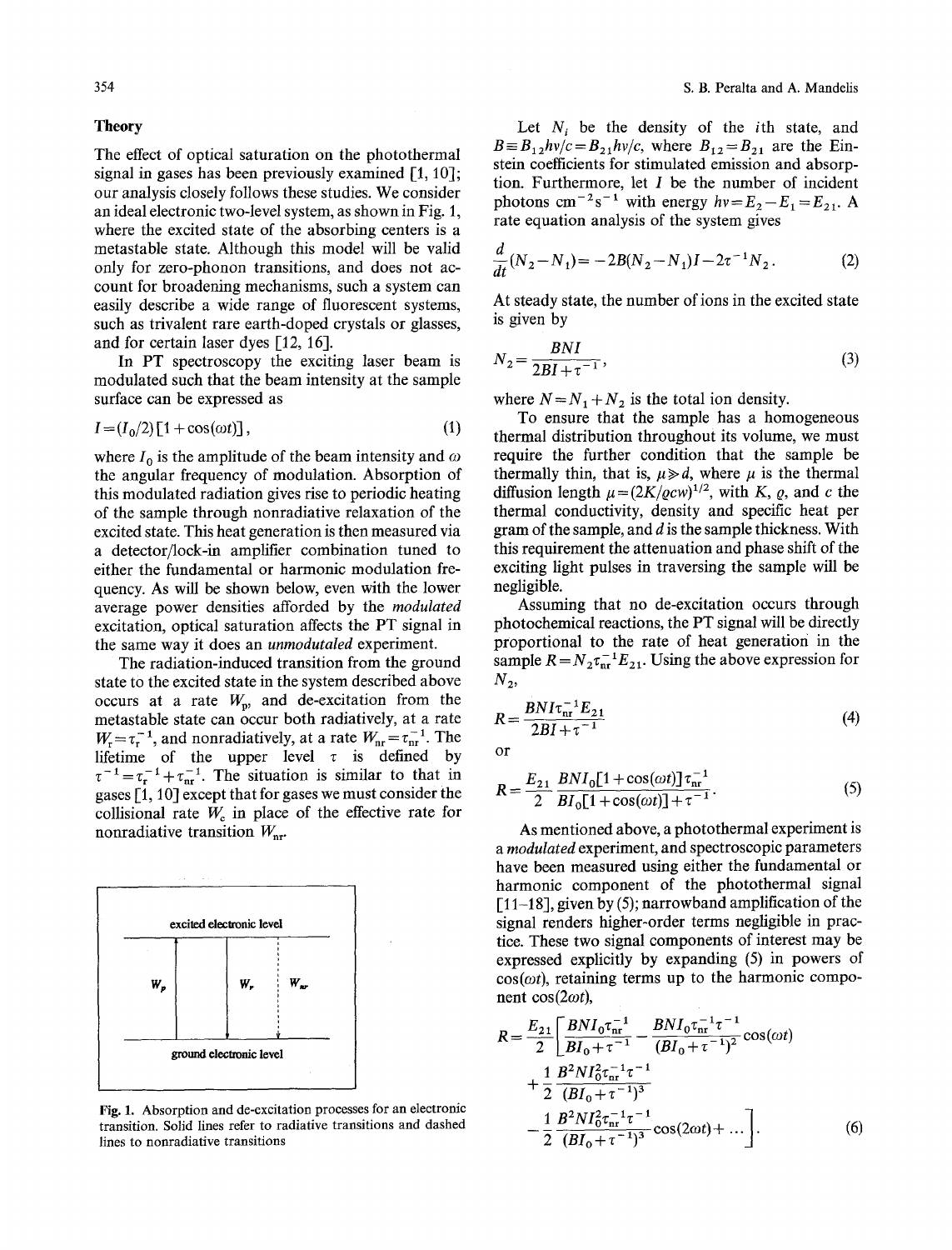## Theory

The effect of optical saturation on the photothermal signal in gases has been previously examined [1, 10]; our analysis closely follows these studies. We consider an ideal electronic two-level system, as shown in Fig. 1, where the excited state of the absorbing centers is a metastable state. Although this model will be valid only for zero-phonon transitions, and does not account for broadening mechanisms, such a system can easily describe a wide range of fluorescent systems, such as trivalent rare earth-doped crystals or glasses, and for certain laser dyes [12, 16].

In PT spectroscopy the exciting laser beam is modulated such that the beam intensity at the sample surface can be expressed as

$$I=(I_0/2)[1+\cos(\omega t)], \tag{1}$$

where $I_0$ is the amplitude of the beam intensity and $\omega$ the angular frequency of modulation. Absorption of this modulated radiation gives rise to periodic heating of the sample through nonradiative relaxation of the excited state. This heat generation is then measured via a detector/lock-in amplifier combination tuned to either the fundamental or harmonic modulation frequency. As will be shown below, even with the lower average power densities afforded by the *modulated* excitation, optical saturation affects the PT signal in the same way it does an *unmodutaled* experiment.

The radiation-induced transition from the ground state to the excited state in the system described above occurs at a rate $W_p$, and de-excitation from the metastable state can occur both radiatively, at a rate $W_r=\tau_r^{-1}$, and nonradiatively, at a rate $W_{nr}=\tau_{nr}^{-1}$. The lifetime of the upper level $\tau$ is defined by $\tau^{-1}=\tau_r^{-1}+\tau_{nr}^{-1}$. The situation is similar to that in gases [1, 10] except that for gases we must consider the collisional rate $W_c$ in place of the effective rate for nonradiative transition $W_{nr}$.

Fig. 1. Absorption and de-excitation processes for an electronic transition. Solid lines refer to radiative transitions and dashed lines to nonradiative transitions

Let $N_i$ be the density of the $i$th state, and $B\equiv B_{12}h\nu/c=B_{21}h\nu/c$, where $B_{12}=B_{21}$ are the Einstein coefficients for stimulated emission and absorption. Furthermore, let $I$ be the number of incident photons $\mathrm{cm}^{-2}\mathrm{s}^{-1}$ with energy $h\nu=E_2-E_1=E_{21}$. A rate equation analysis of the system gives

$$\frac{d}{dt}(N_2-N_1)=-2B(N_2-N_1)I-2\tau^{-1}N_2. \tag{2}$$

At steady state, the number of ions in the excited state is given by

$$N_2=\frac{BNI}{2BI+\tau^{-1}}, \tag{3}$$

where $N=N_1+N_2$ is the total ion density.

To ensure that the sample has a homogeneous thermal distribution throughout its volume, we must require the further condition that the sample be thermally thin, that is, $\mu\gg d$, where $\mu$ is the thermal diffusion length $\mu=(2K/\varrho c w)^{1/2}$, with $K$, $\varrho$, and $c$ the thermal conductivity, density and specific heat per gram of the sample, and $d$ is the sample thickness. With this requirement the attenuation and phase shift of the exciting light pulses in traversing the sample will be negligible.

Assuming that no de-excitation occurs through photochemical reactions, the PT signal will be directly proportional to the rate of heat generation in the sample $R=N_2\tau_{nr}^{-1}E_{21}$. Using the above expression for $N_2$,

$$R=\frac{BNI\tau_{nr}^{-1}E_{21}}{2BI+\tau^{-1}} \tag{4}$$

or

$$R=\frac{E_{21}}{2}\frac{BNI_0[1+\cos(\omega t)]\tau_{nr}^{-1}}{BI_0[1+\cos(\omega t)]+\tau^{-1}}. \tag{5}$$

As mentioned above, a photothermal experiment is a *modulated* experiment, and spectroscopic parameters have been measured using either the fundamental or harmonic component of the photothermal signal [11–18], given by (5); narrowband amplification of the signal renders higher-order terms negligible in practice. These two signal components of interest may be expressed explicitly by expanding (5) in powers of $\cos(\omega t)$, retaining terms up to the harmonic component $\cos(2\omega t)$,

$$\begin{aligned}R=\frac{E_{21}}{2}\bigg[&\frac{BNI_0\tau_{nr}^{-1}}{BI_0+\tau^{-1}}-\frac{BNI_0\tau_{nr}^{-1}\tau^{-1}}{(BI_0+\tau^{-1})^2}\cos(\omega t)\\&+\frac{1}{2}\frac{B^2NI_0^2\tau_{nr}^{-1}\tau^{-1}}{(BI_0+\tau^{-1})^3}\\&-\frac{1}{2}\frac{B^2NI_0^2\tau_{nr}^{-1}\tau^{-1}}{(BI_0+\tau^{-1})^3}\cos(2\omega t)+\ldots\bigg].\end{aligned} \tag{6}$$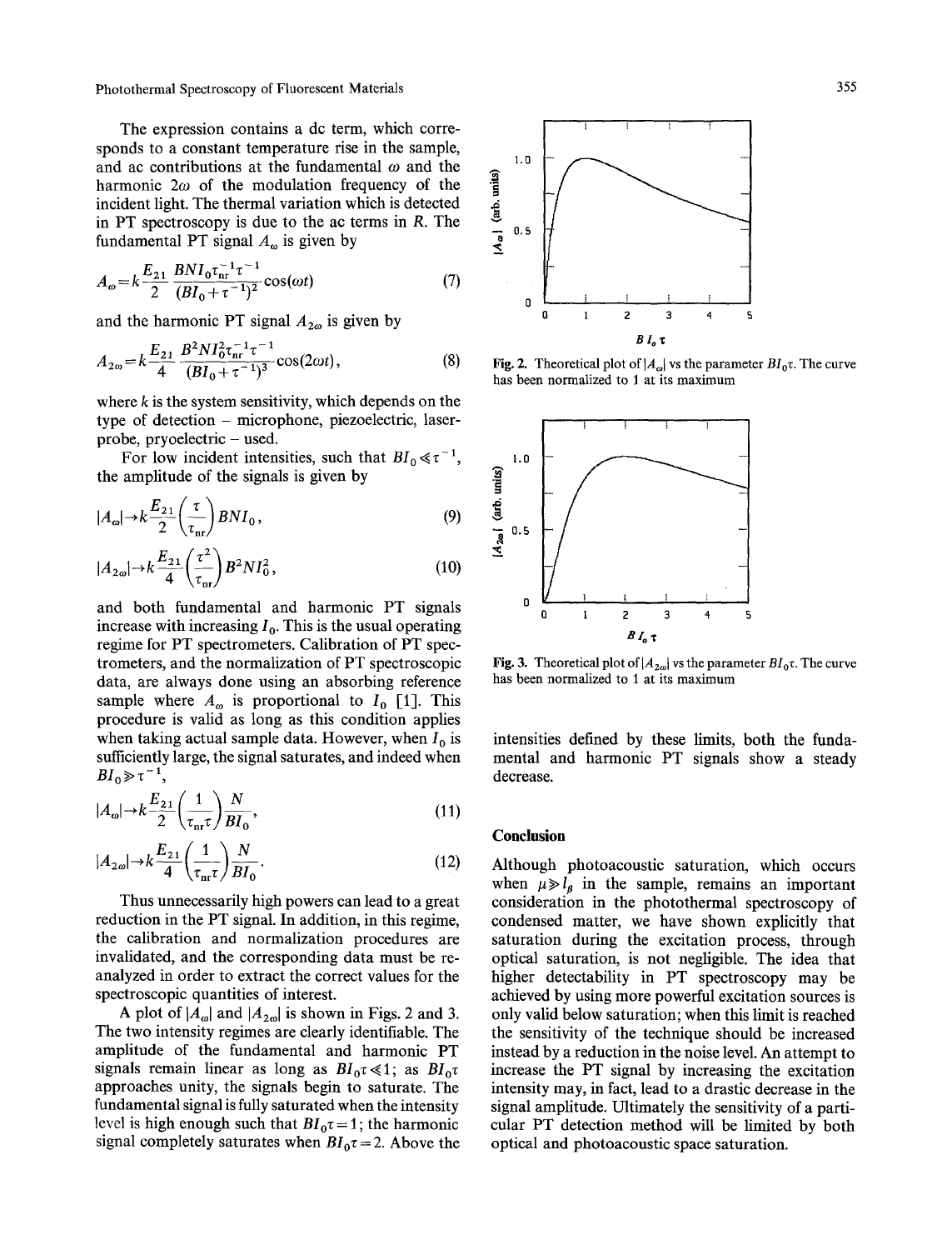The expression contains a dc term, which corresponds to a constant temperature rise in the sample, and ac contributions at the fundamental $\omega$ and the harmonic $2\omega$ of the modulation frequency of the incident light. The thermal variation which is detected in PT spectroscopy is due to the ac terms in $R$. The fundamental PT signal $A_\omega$ is given by

$$A_\omega = k\frac{E_{21}}{2}\frac{BNI_0\tau_{nr}^{-1}\tau^{-1}}{(BI_0+\tau^{-1})^2}\cos(\omega t) \tag{7}$$

and the harmonic PT signal $A_{2\omega}$ is given by

$$A_{2\omega} = k\frac{E_{21}}{4}\frac{B^2NI_0^2\tau_{nr}^{-1}\tau^{-1}}{(BI_0+\tau^{-1})^3}\cos(2\omega t), \tag{8}$$

where $k$ is the system sensitivity, which depends on the type of detection – microphone, piezoelectric, laser-probe, pryoelectric – used.

For low incident intensities, such that $BI_0 \ll \tau^{-1}$, the amplitude of the signals is given by

$$|A_\omega| \to k\frac{E_{21}}{2}\left(\frac{\tau}{\tau_{nr}}\right)BNI_0, \tag{9}$$

$$|A_{2\omega}| \to k\frac{E_{21}}{4}\left(\frac{\tau^2}{\tau_{nr}}\right)B^2NI_0^2, \tag{10}$$

and both fundamental and harmonic PT signals increase with increasing $I_0$. This is the usual operating regime for PT spectrometers. Calibration of PT spectrometers, and the normalization of PT spectroscopic data, are always done using an absorbing reference sample where $A_\omega$ is proportional to $I_0$ [1]. This procedure is valid as long as this condition applies when taking actual sample data. However, when $I_0$ is sufficiently large, the signal saturates, and indeed when $BI_0 \gg \tau^{-1}$,

$$|A_\omega| \to k\frac{E_{21}}{2}\left(\frac{1}{\tau_{nr}\tau}\right)\frac{N}{BI_0}, \tag{11}$$

$$|A_{2\omega}| \to k\frac{E_{21}}{4}\left(\frac{1}{\tau_{nr}\tau}\right)\frac{N}{BI_0}. \tag{12}$$

Thus unnecessarily high powers can lead to a great reduction in the PT signal. In addition, in this regime, the calibration and normalization procedures are invalidated, and the corresponding data must be re-analyzed in order to extract the correct values for the spectroscopic quantities of interest.

A plot of $|A_\omega|$ and $|A_{2\omega}|$ is shown in Figs. 2 and 3. The two intensity regimes are clearly identifiable. The amplitude of the fundamental and harmonic PT signals remain linear as long as $BI_0\tau \ll 1$; as $BI_0\tau$ approaches unity, the signals begin to saturate. The fundamental signal is fully saturated when the intensity level is high enough such that $BI_0\tau = 1$; the harmonic signal completely saturates when $BI_0\tau = 2$. Above the intensities defined by these limits, both the fundamental and harmonic PT signals show a steady decrease.

**Fig. 2.** Theoretical plot of $|A_\omega|$ vs the parameter $BI_0\tau$. The curve has been normalized to 1 at its maximum

**Fig. 3.** Theoretical plot of $|A_{2\omega}|$ vs the parameter $BI_0\tau$. The curve has been normalized to 1 at its maximum

## Conclusion

Although photoacoustic saturation, which occurs when $\mu \gg l_\beta$ in the sample, remains an important consideration in the photothermal spectroscopy of condensed matter, we have shown explicitly that saturation during the excitation process, through optical saturation, is not negligible. The idea that higher detectability in PT spectroscopy may be achieved by using more powerful excitation sources is only valid below saturation; when this limit is reached the sensitivity of the technique should be increased instead by a reduction in the noise level. An attempt to increase the PT signal by increasing the excitation intensity may, in fact, lead to a drastic decrease in the signal amplitude. Ultimately the sensitivity of a particular PT detection method will be limited by both optical and photoacoustic space saturation.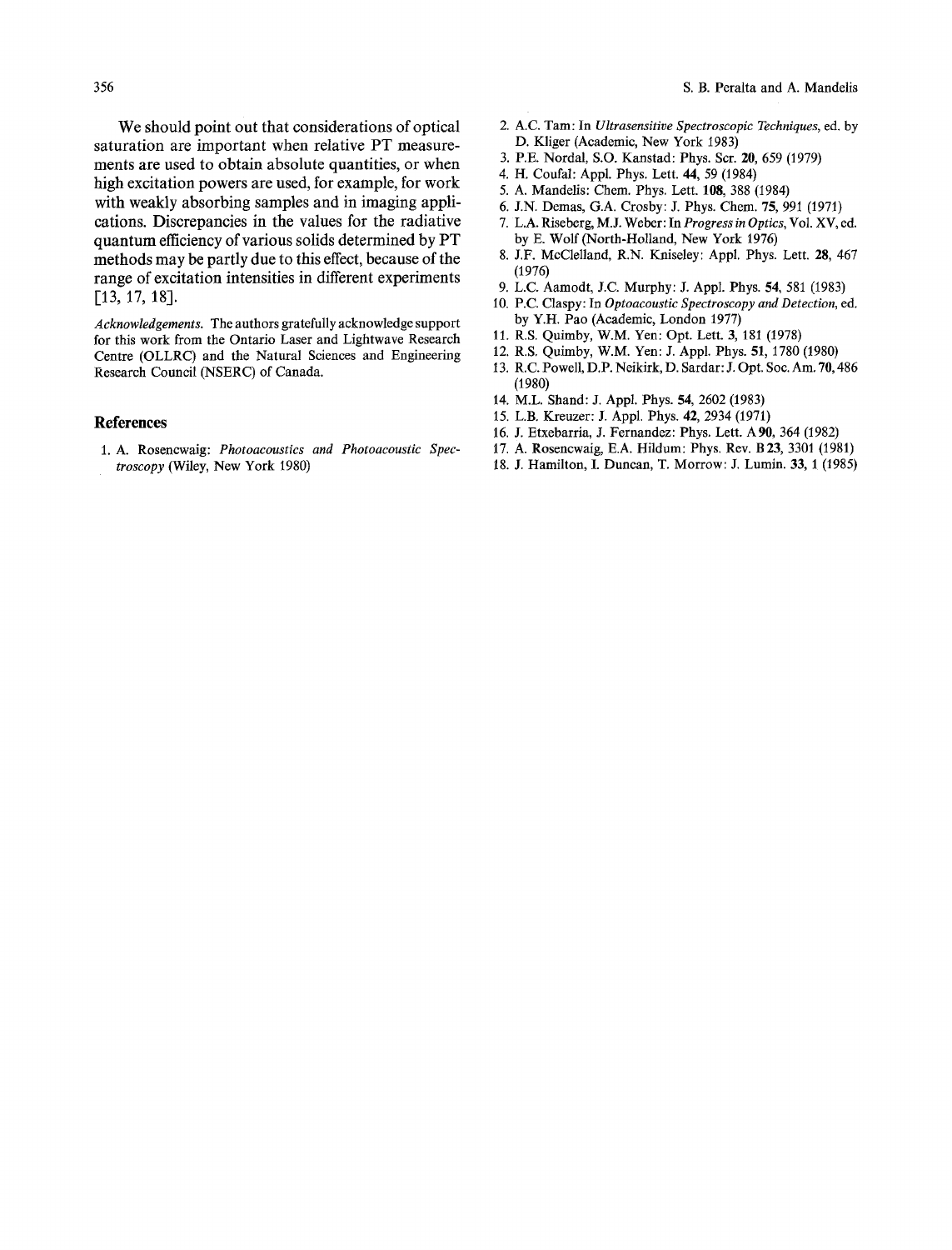We should point out that considerations of optical saturation are important when relative PT measurements are used to obtain absolute quantities, or when high excitation powers are used, for example, for work with weakly absorbing samples and in imaging applications. Discrepancies in the values for the radiative quantum efficiency of various solids determined by PT methods may be partly due to this effect, because of the range of excitation intensities in different experiments [13, 17, 18].

*Acknowledgements.* The authors gratefully acknowledge support for this work from the Ontario Laser and Lightwave Research Centre (OLLRC) and the Natural Sciences and Engineering Research Council (NSERC) of Canada.

## References

1. A. Rosencwaig: *Photoacoustics and Photoacoustic Spectroscopy* (Wiley, New York 1980)
2. A.C. Tam: In *Ultrasensitive Spectroscopic Techniques*, ed. by D. Kliger (Academic, New York 1983)
3. P.E. Nordal, S.O. Kanstad: Phys. Scr. **20**, 659 (1979)
4. H. Coufal: Appl. Phys. Lett. **44**, 59 (1984)
5. A. Mandelis: Chem. Phys. Lett. **108**, 388 (1984)
6. J.N. Demas, G.A. Crosby: J. Phys. Chem. **75**, 991 (1971)
7. L.A. Riseberg, M.J. Weber: In *Progress in Optics*, Vol. XV, ed. by E. Wolf (North-Holland, New York 1976)
8. J.F. McClelland, R.N. Kniseley: Appl. Phys. Lett. **28**, 467 (1976)
9. L.C. Aamodt, J.C. Murphy: J. Appl. Phys. **54**, 581 (1983)
10. P.C. Claspy: In *Optoacoustic Spectroscopy and Detection*, ed. by Y.H. Pao (Academic, London 1977)
11. R.S. Quimby, W.M. Yen: Opt. Lett. **3**, 181 (1978)
12. R.S. Quimby, W.M. Yen: J. Appl. Phys. **51**, 1780 (1980)
13. R.C. Powell, D.P. Neikirk, D. Sardar: J. Opt. Soc. Am. **70**, 486 (1980)
14. M.L. Shand: J. Appl. Phys. **54**, 2602 (1983)
15. L.B. Kreuzer: J. Appl. Phys. **42**, 2934 (1971)
16. J. Etxebarria, J. Fernandez: Phys. Lett. A **90**, 364 (1982)
17. A. Rosencwaig, E.A. Hildum: Phys. Rev. B **23**, 3301 (1981)
18. J. Hamilton, I. Duncan, T. Morrow: J. Lumin. **33**, 1 (1985)